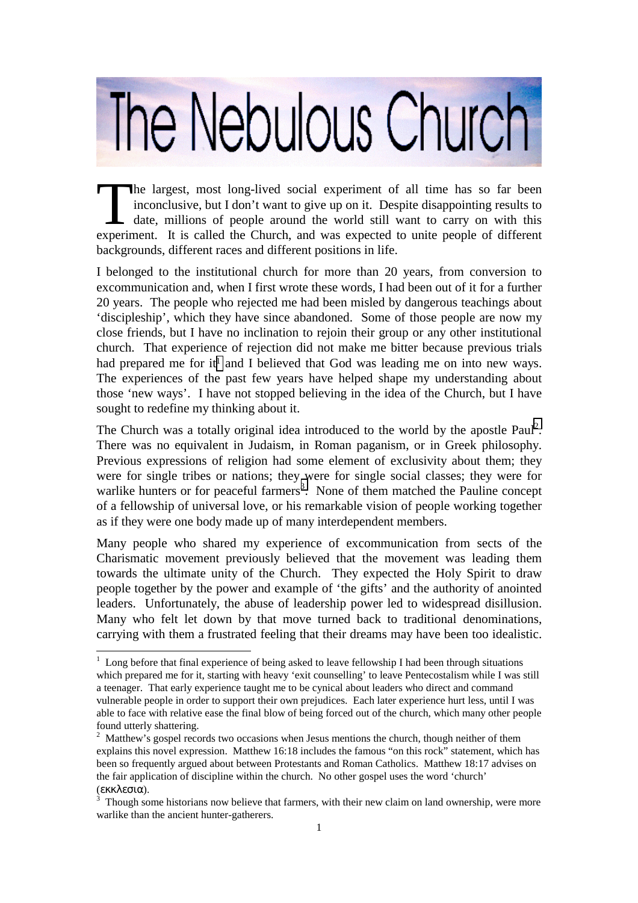# The Nebulous Church

The largest, most long-lived social experiment of all time has so far been inconclusive, but I don't want to give up on it. Despite disappointing results to date, millions of people around the world still want to carry on with this experiment. It is called the Church, and was expected to unite people of different backgrounds, different races and different positions in life.

I belonged to the institutional church for more than 20 years, from conversion to excommunication and, when I first wrote these words, I had been out of it for a further 20 years. The people who rejected me had been misled by dangerous teachings about 'discipleship', which they have since abandoned. Some of those people are now my close friends, but I have no inclination to rejoin their group or any other institutional church. That experience of rejection did not make me bitter because previous trials had prepared me for it[1] and I believed that God was leading me on into new ways. The experiences of the past few years have helped shape my understanding about those 'new ways'. I have not stopped believing in the idea of the Church, but I have sought to redefine my thinking about it.

The Church was a totally original idea introduced to the world by the apostle Paul[2]. There was no equivalent in Judaism, in Roman paganism, or in Greek philosophy. Previous expressions of religion had some element of exclusivity about them; they were for single tribes or nations; they were for single social classes; they were for warlike hunters or for peaceful farmers[3]. None of them matched the Pauline concept of a fellowship of universal love, or his remarkable vision of people working together as if they were one body made up of many interdependent members.

Many people who shared my experience of excommunication from sects of the Charismatic movement previously believed that the movement was leading them towards the ultimate unity of the Church. They expected the Holy Spirit to draw people together by the power and example of 'the gifts' and the authority of anointed leaders. Unfortunately, the abuse of leadership power led to widespread disillusion. Many who felt let down by that move turned back to traditional denominations, carrying with them a frustrated feeling that their dreams may have been too idealistic.

[1] Long before that final experience of being asked to leave fellowship I had been through situations which prepared me for it, starting with heavy 'exit counselling' to leave Pentecostalism while I was still a teenager. That early experience taught me to be cynical about leaders who direct and command vulnerable people in order to support their own prejudices. Each later experience hurt less, until I was able to face with relative ease the final blow of being forced out of the church, which many other people found utterly shattering.

[2] Matthew's gospel records two occasions when Jesus mentions the church, though neither of them explains this novel expression. Matthew 16:18 includes the famous "on this rock" statement, which has been so frequently argued about between Protestants and Roman Catholics. Matthew 18:17 advises on the fair application of discipline within the church. No other gospel uses the word 'church' (εκκλεσια).

[3] Though some historians now believe that farmers, with their new claim on land ownership, were more warlike than the ancient hunter-gatherers.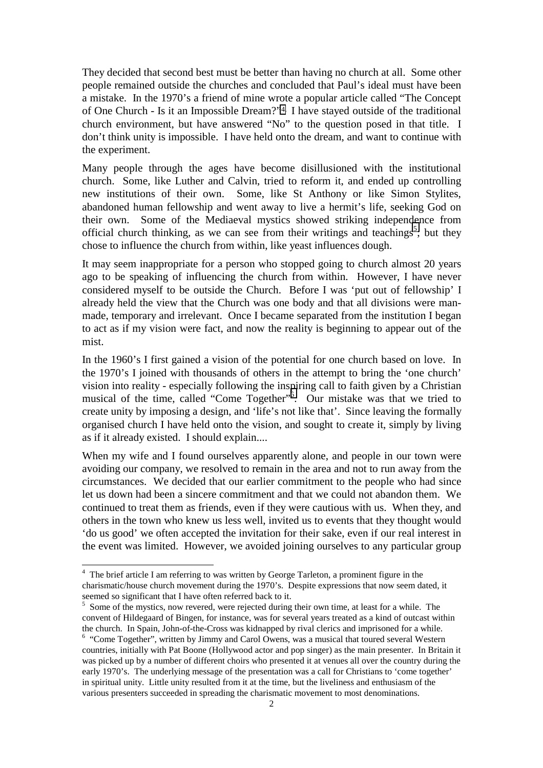They decided that second best must be better than having no church at all. Some other people remained outside the churches and concluded that Paul's ideal must have been a mistake. In the 1970's a friend of mine wrote a popular article called "The Concept of One Church - Is it an Impossible Dream?"[4] I have stayed outside of the traditional church environment, but have answered "No" to the question posed in that title. I don't think unity is impossible. I have held onto the dream, and want to continue with the experiment.

Many people through the ages have become disillusioned with the institutional church. Some, like Luther and Calvin, tried to reform it, and ended up controlling new institutions of their own. Some, like St Anthony or like Simon Stylites, abandoned human fellowship and went away to live a hermit's life, seeking God on their own. Some of the Mediaeval mystics showed striking independence from official church thinking, as we can see from their writings and teachings[5], but they chose to influence the church from within, like yeast influences dough.

It may seem inappropriate for a person who stopped going to church almost 20 years ago to be speaking of influencing the church from within. However, I have never considered myself to be outside the Church. Before I was 'put out of fellowship' I already held the view that the Church was one body and that all divisions were man-made, temporary and irrelevant. Once I became separated from the institution I began to act as if my vision were fact, and now the reality is beginning to appear out of the mist.

In the 1960's I first gained a vision of the potential for one church based on love. In the 1970's I joined with thousands of others in the attempt to bring the 'one church' vision into reality - especially following the inspiring call to faith given by a Christian musical of the time, called "Come Together"[6]. Our mistake was that we tried to create unity by imposing a design, and 'life's not like that'. Since leaving the formally organised church I have held onto the vision, and sought to create it, simply by living as if it already existed. I should explain....

When my wife and I found ourselves apparently alone, and people in our town were avoiding our company, we resolved to remain in the area and not to run away from the circumstances. We decided that our earlier commitment to the people who had since let us down had been a sincere commitment and that we could not abandon them. We continued to treat them as friends, even if they were cautious with us. When they, and others in the town who knew us less well, invited us to events that they thought would 'do us good' we often accepted the invitation for their sake, even if our real interest in the event was limited. However, we avoided joining ourselves to any particular group

---

[4] The brief article I am referring to was written by George Tarleton, a prominent figure in the charismatic/house church movement during the 1970's. Despite expressions that now seem dated, it seemed so significant that I have often referred back to it.

[5] Some of the mystics, now revered, were rejected during their own time, at least for a while. The convent of Hildegaard of Bingen, for instance, was for several years treated as a kind of outcast within the church. In Spain, John-of-the-Cross was kidnapped by rival clerics and imprisoned for a while.

[6] "Come Together", written by Jimmy and Carol Owens, was a musical that toured several Western countries, initially with Pat Boone (Hollywood actor and pop singer) as the main presenter. In Britain it was picked up by a number of different choirs who presented it at venues all over the country during the early 1970's. The underlying message of the presentation was a call for Christians to 'come together' in spiritual unity. Little unity resulted from it at the time, but the liveliness and enthusiasm of the various presenters succeeded in spreading the charismatic movement to most denominations.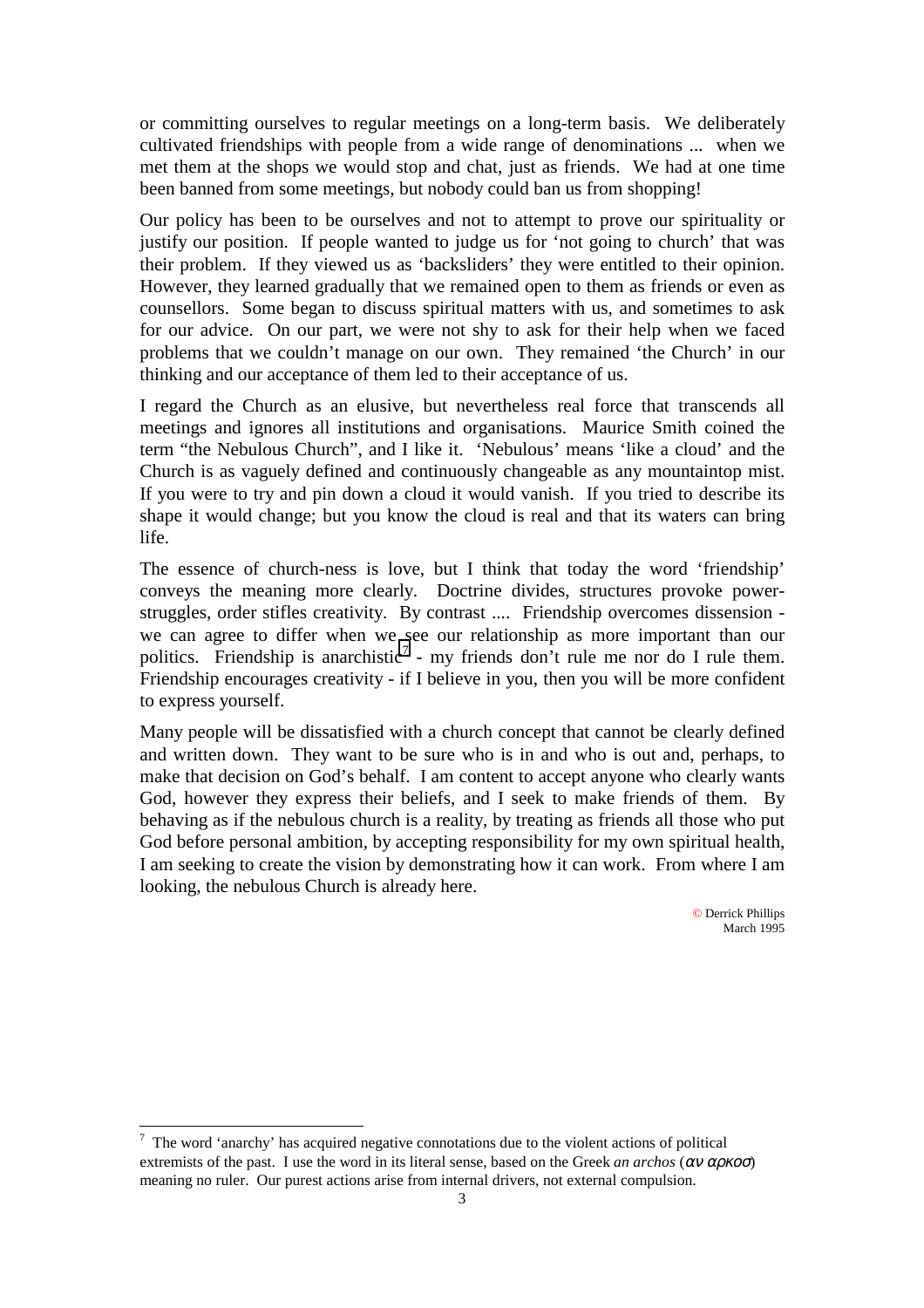or committing ourselves to regular meetings on a long-term basis. We deliberately cultivated friendships with people from a wide range of denominations ... when we met them at the shops we would stop and chat, just as friends. We had at one time been banned from some meetings, but nobody could ban us from shopping!

Our policy has been to be ourselves and not to attempt to prove our spirituality or justify our position. If people wanted to judge us for 'not going to church' that was their problem. If they viewed us as 'backsliders' they were entitled to their opinion. However, they learned gradually that we remained open to them as friends or even as counsellors. Some began to discuss spiritual matters with us, and sometimes to ask for our advice. On our part, we were not shy to ask for their help when we faced problems that we couldn't manage on our own. They remained 'the Church' in our thinking and our acceptance of them led to their acceptance of us.

I regard the Church as an elusive, but nevertheless real force that transcends all meetings and ignores all institutions and organisations. Maurice Smith coined the term "the Nebulous Church", and I like it. 'Nebulous' means 'like a cloud' and the Church is as vaguely defined and continuously changeable as any mountaintop mist. If you were to try and pin down a cloud it would vanish. If you tried to describe its shape it would change; but you know the cloud is real and that its waters can bring life.

The essence of church-ness is love, but I think that today the word 'friendship' conveys the meaning more clearly. Doctrine divides, structures provoke power-struggles, order stifles creativity. By contrast .... Friendship overcomes dissension - we can agree to differ when we see our relationship as more important than our politics. Friendship is anarchistic[7] - my friends don't rule me nor do I rule them. Friendship encourages creativity - if I believe in you, then you will be more confident to express yourself.

Many people will be dissatisfied with a church concept that cannot be clearly defined and written down. They want to be sure who is in and who is out and, perhaps, to make that decision on God's behalf. I am content to accept anyone who clearly wants God, however they express their beliefs, and I seek to make friends of them. By behaving as if the nebulous church is a reality, by treating as friends all those who put God before personal ambition, by accepting responsibility for my own spiritual health, I am seeking to create the vision by demonstrating how it can work. From where I am looking, the nebulous Church is already here.

© Derrick Phillips
March 1995

---

[7] The word 'anarchy' has acquired negative connotations due to the violent actions of political extremists of the past. I use the word in its literal sense, based on the Greek *an archos* (αν αρκοσ) meaning no ruler. Our purest actions arise from internal drivers, not external compulsion.